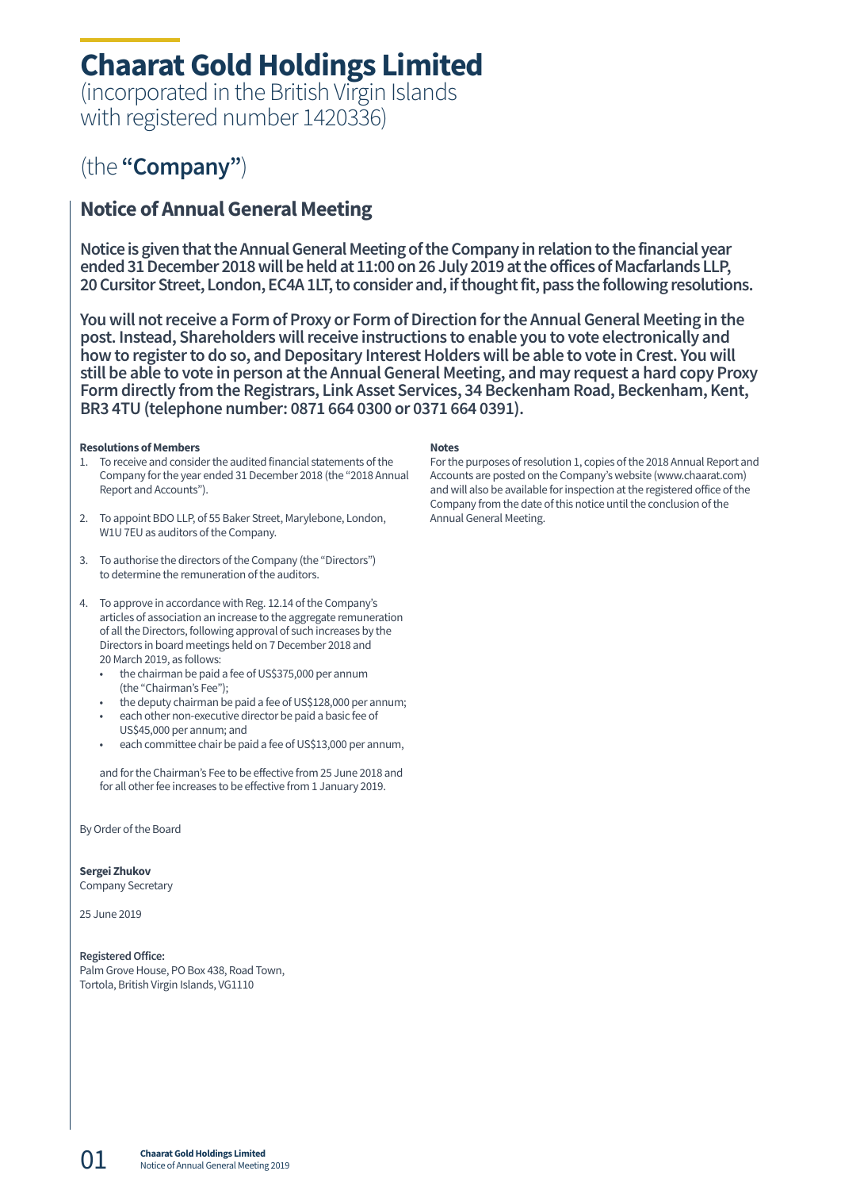# Chaarat Gold Holdings Limited

(incorporated in the British Virgin Islands
with registered number 1420336)

(the **"Company"**)

## Notice of Annual General Meeting

**Notice is given that the Annual General Meeting of the Company in relation to the financial year ended 31 December 2018 will be held at 11:00 on 26 July 2019 at the offices of Macfarlands LLP, 20 Cursitor Street, London, EC4A 1LT, to consider and, if thought fit, pass the following resolutions.**

**You will not receive a Form of Proxy or Form of Direction for the Annual General Meeting in the post. Instead, Shareholders will receive instructions to enable you to vote electronically and how to register to do so, and Depositary Interest Holders will be able to vote in Crest. You will still be able to vote in person at the Annual General Meeting, and may request a hard copy Proxy Form directly from the Registrars, Link Asset Services, 34 Beckenham Road, Beckenham, Kent, BR3 4TU (telephone number: 0871 664 0300 or 0371 664 0391).**

**Resolutions of Members**

1. To receive and consider the audited financial statements of the Company for the year ended 31 December 2018 (the "2018 Annual Report and Accounts").

2. To appoint BDO LLP, of 55 Baker Street, Marylebone, London, W1U 7EU as auditors of the Company.

3. To authorise the directors of the Company (the "Directors") to determine the remuneration of the auditors.

4. To approve in accordance with Reg. 12.14 of the Company's articles of association an increase to the aggregate remuneration of all the Directors, following approval of such increases by the Directors in board meetings held on 7 December 2018 and 20 March 2019, as follows:
   - the chairman be paid a fee of US$375,000 per annum (the "Chairman's Fee");
   - the deputy chairman be paid a fee of US$128,000 per annum;
   - each other non-executive director be paid a basic fee of US$45,000 per annum; and
   - each committee chair be paid a fee of US$13,000 per annum,

   and for the Chairman's Fee to be effective from 25 June 2018 and for all other fee increases to be effective from 1 January 2019.

By Order of the Board

**Sergei Zhukov**
Company Secretary

25 June 2019

**Registered Office:**
Palm Grove House, PO Box 438, Road Town,
Tortola, British Virgin Islands, VG1110

**Notes**

For the purposes of resolution 1, copies of the 2018 Annual Report and Accounts are posted on the Company's website (www.chaarat.com) and will also be available for inspection at the registered office of the Company from the date of this notice until the conclusion of the Annual General Meeting.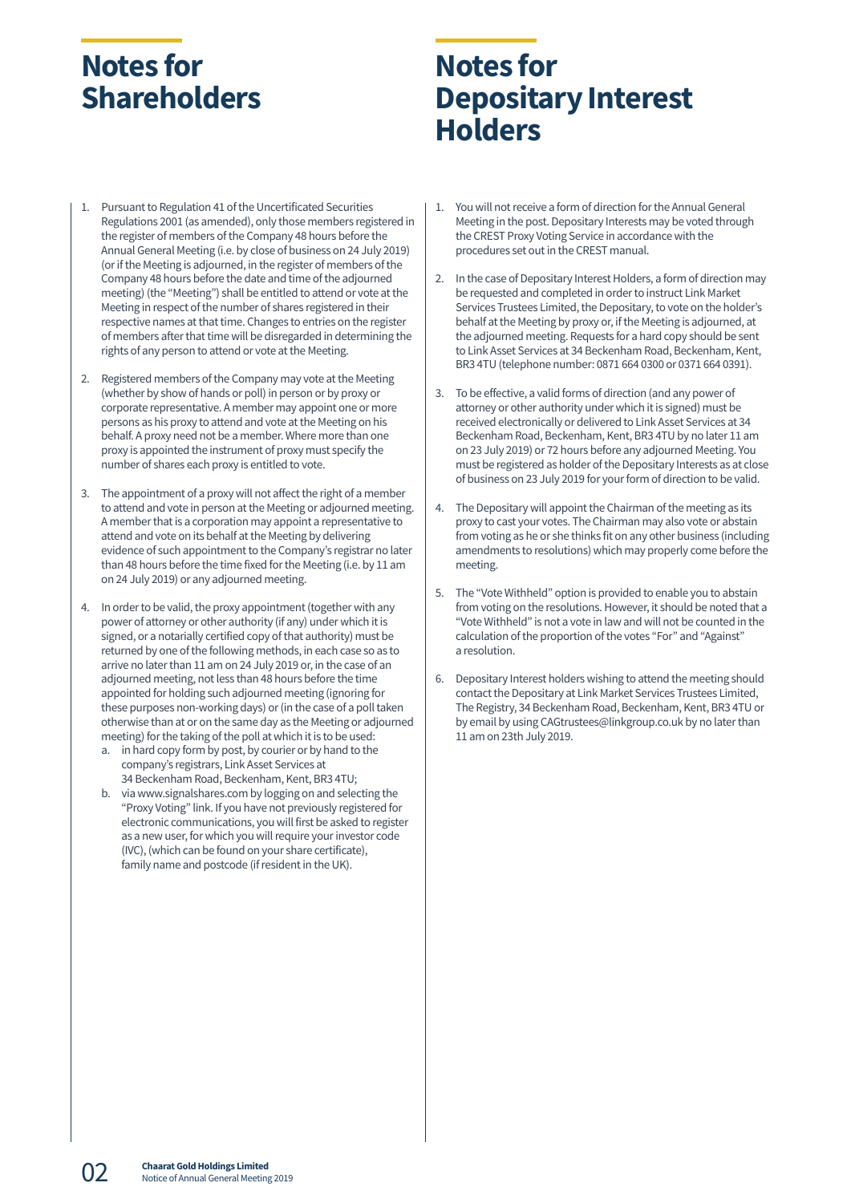# Notes for Shareholders

1. Pursuant to Regulation 41 of the Uncertificated Securities Regulations 2001 (as amended), only those members registered in the register of members of the Company 48 hours before the Annual General Meeting (i.e. by close of business on 24 July 2019) (or if the Meeting is adjourned, in the register of members of the Company 48 hours before the date and time of the adjourned meeting) (the "Meeting") shall be entitled to attend or vote at the Meeting in respect of the number of shares registered in their respective names at that time. Changes to entries on the register of members after that time will be disregarded in determining the rights of any person to attend or vote at the Meeting.

2. Registered members of the Company may vote at the Meeting (whether by show of hands or poll) in person or by proxy or corporate representative. A member may appoint one or more persons as his proxy to attend and vote at the Meeting on his behalf. A proxy need not be a member. Where more than one proxy is appointed the instrument of proxy must specify the number of shares each proxy is entitled to vote.

3. The appointment of a proxy will not affect the right of a member to attend and vote in person at the Meeting or adjourned meeting. A member that is a corporation may appoint a representative to attend and vote on its behalf at the Meeting by delivering evidence of such appointment to the Company's registrar no later than 48 hours before the time fixed for the Meeting (i.e. by 11 am on 24 July 2019) or any adjourned meeting.

4. In order to be valid, the proxy appointment (together with any power of attorney or other authority (if any) under which it is signed, or a notarially certified copy of that authority) must be returned by one of the following methods, in each case so as to arrive no later than 11 am on 24 July 2019 or, in the case of an adjourned meeting, not less than 48 hours before the time appointed for holding such adjourned meeting (ignoring for these purposes non-working days) or (in the case of a poll taken otherwise than at or on the same day as the Meeting or adjourned meeting) for the taking of the poll at which it is to be used:
   a. in hard copy form by post, by courier or by hand to the company's registrars, Link Asset Services at 34 Beckenham Road, Beckenham, Kent, BR3 4TU;
   b. via www.signalshares.com by logging on and selecting the "Proxy Voting" link. If you have not previously registered for electronic communications, you will first be asked to register as a new user, for which you will require your investor code (IVC), (which can be found on your share certificate), family name and postcode (if resident in the UK).

# Notes for Depositary Interest Holders

1. You will not receive a form of direction for the Annual General Meeting in the post. Depositary Interests may be voted through the CREST Proxy Voting Service in accordance with the procedures set out in the CREST manual.

2. In the case of Depositary Interest Holders, a form of direction may be requested and completed in order to instruct Link Market Services Trustees Limited, the Depositary, to vote on the holder's behalf at the Meeting by proxy or, if the Meeting is adjourned, at the adjourned meeting. Requests for a hard copy should be sent to Link Asset Services at 34 Beckenham Road, Beckenham, Kent, BR3 4TU (telephone number: 0871 664 0300 or 0371 664 0391).

3. To be effective, a valid forms of direction (and any power of attorney or other authority under which it is signed) must be received electronically or delivered to Link Asset Services at 34 Beckenham Road, Beckenham, Kent, BR3 4TU by no later 11 am on 23 July 2019) or 72 hours before any adjourned Meeting. You must be registered as holder of the Depositary Interests as at close of business on 23 July 2019 for your form of direction to be valid.

4. The Depositary will appoint the Chairman of the meeting as its proxy to cast your votes. The Chairman may also vote or abstain from voting as he or she thinks fit on any other business (including amendments to resolutions) which may properly come before the meeting.

5. The "Vote Withheld" option is provided to enable you to abstain from voting on the resolutions. However, it should be noted that a "Vote Withheld" is not a vote in law and will not be counted in the calculation of the proportion of the votes "For" and "Against" a resolution.

6. Depositary Interest holders wishing to attend the meeting should contact the Depositary at Link Market Services Trustees Limited, The Registry, 34 Beckenham Road, Beckenham, Kent, BR3 4TU or by email by using CAGtrustees@linkgroup.co.uk by no later than 11 am on 23th July 2019.